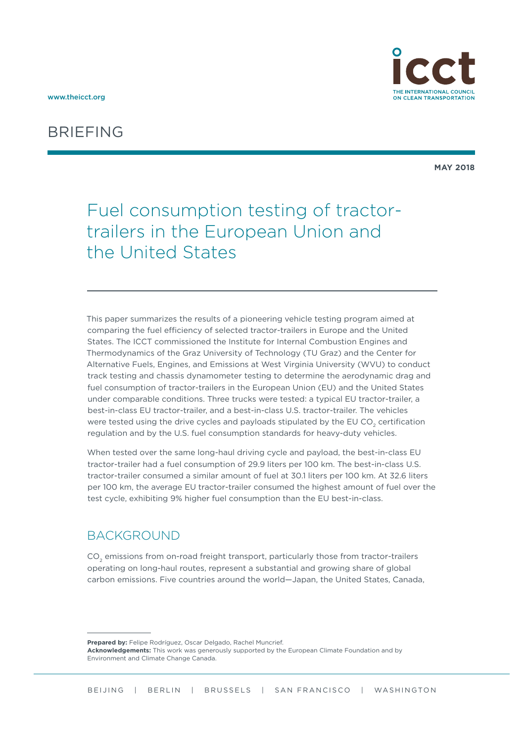www.theicct.org

BRIEFING

**MAY 2018**

# Fuel consumption testing of tractor-trailers in the European Union and the United States

This paper summarizes the results of a pioneering vehicle testing program aimed at comparing the fuel efficiency of selected tractor-trailers in Europe and the United States. The ICCT commissioned the Institute for Internal Combustion Engines and Thermodynamics of the Graz University of Technology (TU Graz) and the Center for Alternative Fuels, Engines, and Emissions at West Virginia University (WVU) to conduct track testing and chassis dynamometer testing to determine the aerodynamic drag and fuel consumption of tractor-trailers in the European Union (EU) and the United States under comparable conditions. Three trucks were tested: a typical EU tractor-trailer, a best-in-class EU tractor-trailer, and a best-in-class U.S. tractor-trailer. The vehicles were tested using the drive cycles and payloads stipulated by the EU $CO_2$ certification regulation and by the U.S. fuel consumption standards for heavy-duty vehicles.

When tested over the same long-haul driving cycle and payload, the best-in-class EU tractor-trailer had a fuel consumption of 29.9 liters per 100 km. The best-in-class U.S. tractor-trailer consumed a similar amount of fuel at 30.1 liters per 100 km. At 32.6 liters per 100 km, the average EU tractor-trailer consumed the highest amount of fuel over the test cycle, exhibiting 9% higher fuel consumption than the EU best-in-class.

## BACKGROUND

$CO_2$ emissions from on-road freight transport, particularly those from tractor-trailers operating on long-haul routes, represent a substantial and growing share of global carbon emissions. Five countries around the world—Japan, the United States, Canada,

**Prepared by:** Felipe Rodríguez, Oscar Delgado, Rachel Muncrief.
**Acknowledgements:** This work was generously supported by the European Climate Foundation and by Environment and Climate Change Canada.

BEIJING | BERLIN | BRUSSELS | SAN FRANCISCO | WASHINGTON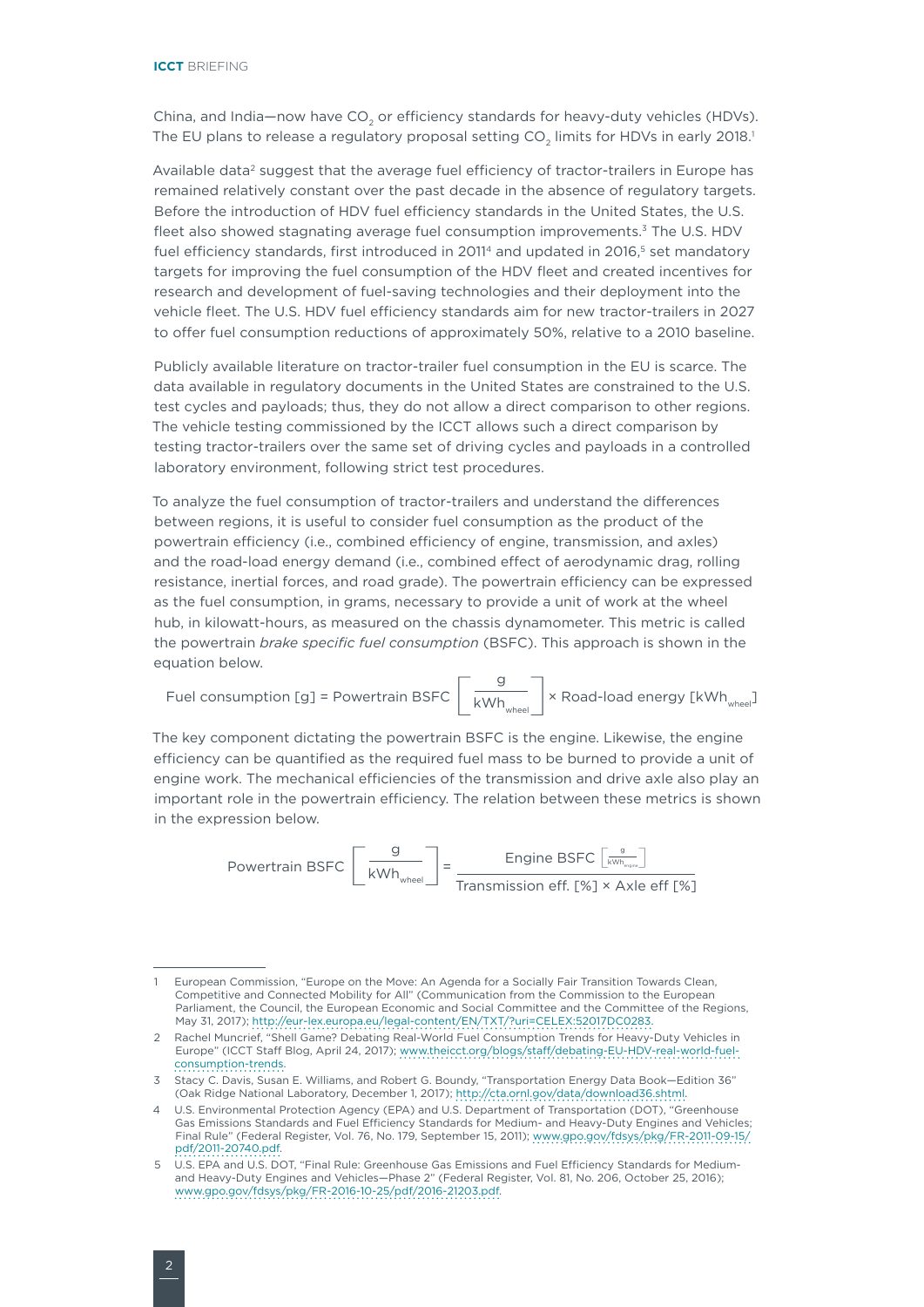China, and India—now have $CO_2$ or efficiency standards for heavy-duty vehicles (HDVs). The EU plans to release a regulatory proposal setting $CO_2$ limits for HDVs in early 2018.[1]

Available data[2] suggest that the average fuel efficiency of tractor-trailers in Europe has remained relatively constant over the past decade in the absence of regulatory targets. Before the introduction of HDV fuel efficiency standards in the United States, the U.S. fleet also showed stagnating average fuel consumption improvements.[3] The U.S. HDV fuel efficiency standards, first introduced in 2011[4] and updated in 2016,[5] set mandatory targets for improving the fuel consumption of the HDV fleet and created incentives for research and development of fuel-saving technologies and their deployment into the vehicle fleet. The U.S. HDV fuel efficiency standards aim for new tractor-trailers in 2027 to offer fuel consumption reductions of approximately 50%, relative to a 2010 baseline.

Publicly available literature on tractor-trailer fuel consumption in the EU is scarce. The data available in regulatory documents in the United States are constrained to the U.S. test cycles and payloads; thus, they do not allow a direct comparison to other regions. The vehicle testing commissioned by the ICCT allows such a direct comparison by testing tractor-trailers over the same set of driving cycles and payloads in a controlled laboratory environment, following strict test procedures.

To analyze the fuel consumption of tractor-trailers and understand the differences between regions, it is useful to consider fuel consumption as the product of the powertrain efficiency (i.e., combined efficiency of engine, transmission, and axles) and the road-load energy demand (i.e., combined effect of aerodynamic drag, rolling resistance, inertial forces, and road grade). The powertrain efficiency can be expressed as the fuel consumption, in grams, necessary to provide a unit of work at the wheel hub, in kilowatt-hours, as measured on the chassis dynamometer. This metric is called the powertrain *brake specific fuel consumption* (BSFC). This approach is shown in the equation below.

$$\text{Fuel consumption [g]} = \text{Powertrain BSFC} \left[\frac{\text{g}}{\text{kWh}_{\text{wheel}}}\right] \times \text{Road-load energy } [\text{kWh}_{\text{wheel}}]$$

The key component dictating the powertrain BSFC is the engine. Likewise, the engine efficiency can be quantified as the required fuel mass to be burned to provide a unit of engine work. The mechanical efficiencies of the transmission and drive axle also play an important role in the powertrain efficiency. The relation between these metrics is shown in the expression below.

$$\text{Powertrain BSFC} \left[\frac{\text{g}}{\text{kWh}_{\text{wheel}}}\right] = \frac{\text{Engine BSFC} \left[\frac{\text{g}}{\text{kWh}_{\text{engine}}}\right]}{\text{Transmission eff. [\%]} \times \text{Axle eff [\%]}}$$

---

1 European Commission, "Europe on the Move: An Agenda for a Socially Fair Transition Towards Clean, Competitive and Connected Mobility for All" (Communication from the Commission to the European Parliament, the Council, the European Economic and Social Committee and the Committee of the Regions, May 31, 2017); http://eur-lex.europa.eu/legal-content/EN/TXT/?uri=CELEX:52017DC0283.

2 Rachel Muncrief, "Shell Game? Debating Real-World Fuel Consumption Trends for Heavy-Duty Vehicles in Europe" (ICCT Staff Blog, April 24, 2017); www.theicct.org/blogs/staff/debating-EU-HDV-real-world-fuel-consumption-trends.

3 Stacy C. Davis, Susan E. Williams, and Robert G. Boundy, "Transportation Energy Data Book—Edition 36" (Oak Ridge National Laboratory, December 1, 2017); http://cta.ornl.gov/data/download36.shtml.

4 U.S. Environmental Protection Agency (EPA) and U.S. Department of Transportation (DOT), "Greenhouse Gas Emissions Standards and Fuel Efficiency Standards for Medium- and Heavy-Duty Engines and Vehicles; Final Rule" (Federal Register, Vol. 76, No. 179, September 15, 2011); www.gpo.gov/fdsys/pkg/FR-2011-09-15/pdf/2011-20740.pdf.

5 U.S. EPA and U.S. DOT, "Final Rule: Greenhouse Gas Emissions and Fuel Efficiency Standards for Medium- and Heavy-Duty Engines and Vehicles—Phase 2" (Federal Register, Vol. 81, No. 206, October 25, 2016); www.gpo.gov/fdsys/pkg/FR-2016-10-25/pdf/2016-21203.pdf.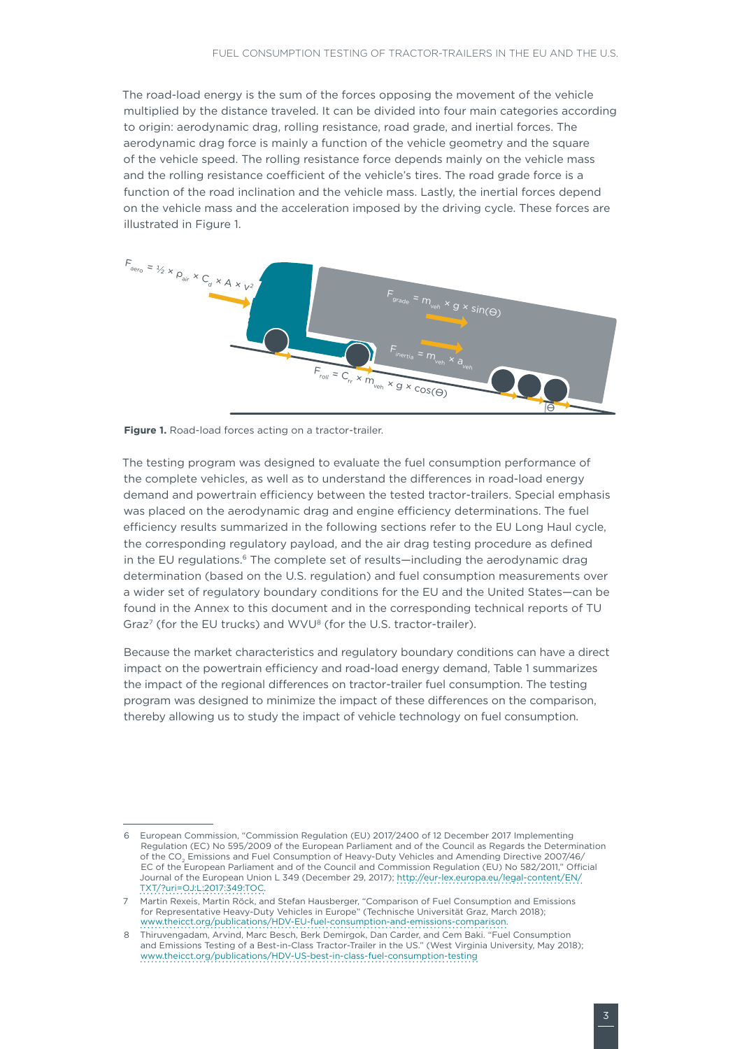The road-load energy is the sum of the forces opposing the movement of the vehicle multiplied by the distance traveled. It can be divided into four main categories according to origin: aerodynamic drag, rolling resistance, road grade, and inertial forces. The aerodynamic drag force is mainly a function of the vehicle geometry and the square of the vehicle speed. The rolling resistance force depends mainly on the vehicle mass and the rolling resistance coefficient of the vehicle's tires. The road grade force is a function of the road inclination and the vehicle mass. Lastly, the inertial forces depend on the vehicle mass and the acceleration imposed by the driving cycle. These forces are illustrated in Figure 1.

$F_{aero} = \frac{1}{2} \times \rho_{air} \times C_d \times A \times v^2$

$F_{grade} = m_{veh} \times g \times \sin(\Theta)$

$F_{inertia} = m_{veh} \times a_{veh}$

$F_{roll} = C_{rr} \times m_{veh} \times g \times \cos(\Theta)$

**Figure 1.** Road-load forces acting on a tractor-trailer.

The testing program was designed to evaluate the fuel consumption performance of the complete vehicles, as well as to understand the differences in road-load energy demand and powertrain efficiency between the tested tractor-trailers. Special emphasis was placed on the aerodynamic drag and engine efficiency determinations. The fuel efficiency results summarized in the following sections refer to the EU Long Haul cycle, the corresponding regulatory payload, and the air drag testing procedure as defined in the EU regulations.[6] The complete set of results—including the aerodynamic drag determination (based on the U.S. regulation) and fuel consumption measurements over a wider set of regulatory boundary conditions for the EU and the United States—can be found in the Annex to this document and in the corresponding technical reports of TU Graz[7] (for the EU trucks) and WVU[8] (for the U.S. tractor-trailer).

Because the market characteristics and regulatory boundary conditions can have a direct impact on the powertrain efficiency and road-load energy demand, Table 1 summarizes the impact of the regional differences on tractor-trailer fuel consumption. The testing program was designed to minimize the impact of these differences on the comparison, thereby allowing us to study the impact of vehicle technology on fuel consumption.

---

6 European Commission, "Commission Regulation (EU) 2017/2400 of 12 December 2017 Implementing Regulation (EC) No 595/2009 of the European Parliament and of the Council as Regards the Determination of the $CO_2$ Emissions and Fuel Consumption of Heavy-Duty Vehicles and Amending Directive 2007/46/EC of the European Parliament and of the Council and Commission Regulation (EU) No 582/2011," Official Journal of the European Union L 349 (December 29, 2017); http://eur-lex.europa.eu/legal-content/EN/TXT/?uri=OJ:L:2017:349:TOC.

7 Martin Rexeis, Martin Röck, and Stefan Hausberger, "Comparison of Fuel Consumption and Emissions for Representative Heavy-Duty Vehicles in Europe" (Technische Universität Graz, March 2018); www.theicct.org/publications/HDV-EU-fuel-consumption-and-emissions-comparison.

8 Thiruvengadam, Arvind, Marc Besch, Berk Demirgok, Dan Carder, and Cem Baki. "Fuel Consumption and Emissions Testing of a Best-in-Class Tractor-Trailer in the US." (West Virginia University, May 2018); www.theicct.org/publications/HDV-US-best-in-class-fuel-consumption-testing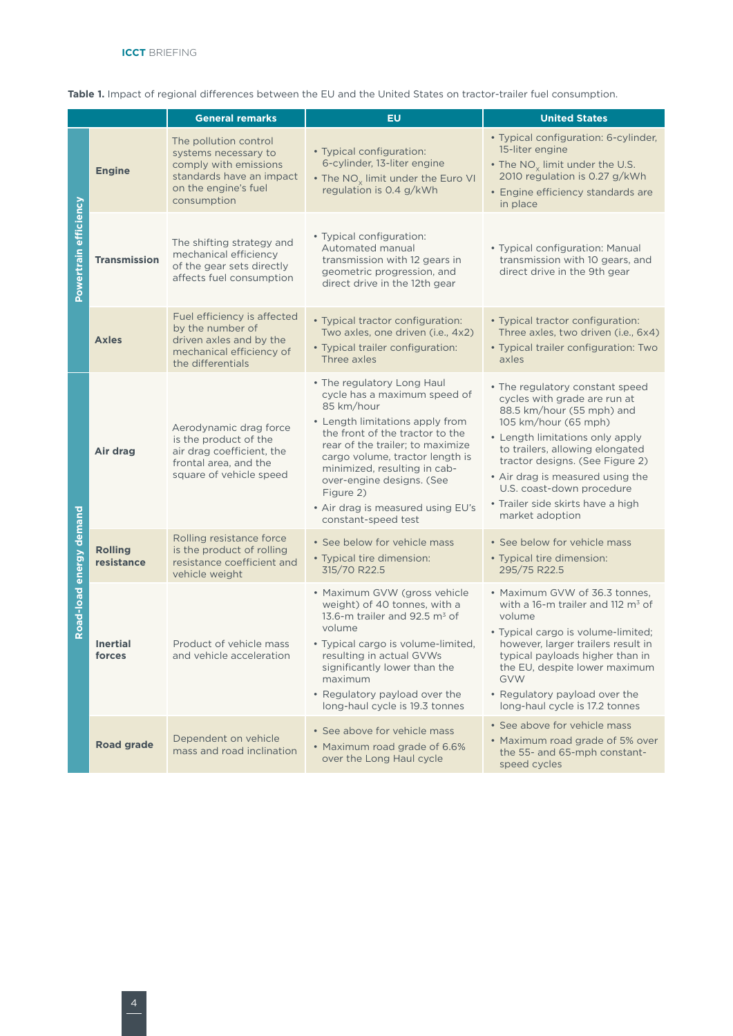**Table 1.** Impact of regional differences between the EU and the United States on tractor-trailer fuel consumption.

| | | General remarks | EU | United States |
|---|---|---|---|---|
| Powertrain efficiency | Engine | The pollution control systems necessary to comply with emissions standards have an impact on the engine's fuel consumption | • Typical configuration: 6-cylinder, 13-liter engine<br>• The $NO_x$ limit under the Euro VI regulation is 0.4 g/kWh | • Typical configuration: 6-cylinder, 15-liter engine<br>• The $NO_x$ limit under the U.S. 2010 regulation is 0.27 g/kWh<br>• Engine efficiency standards are in place |
| | Transmission | The shifting strategy and mechanical efficiency of the gear sets directly affects fuel consumption | • Typical configuration: Automated manual transmission with 12 gears in geometric progression, and direct drive in the 12th gear | • Typical configuration: Manual transmission with 10 gears, and direct drive in the 9th gear |
| | Axles | Fuel efficiency is affected by the number of driven axles and by the mechanical efficiency of the differentials | • Typical tractor configuration: Two axles, one driven (i.e., 4x2)<br>• Typical trailer configuration: Three axles | • Typical tractor configuration: Three axles, two driven (i.e., 6x4)<br>• Typical trailer configuration: Two axles |
| Road-load energy demand | Air drag | Aerodynamic drag force is the product of the air drag coefficient, the frontal area, and the square of vehicle speed | • The regulatory Long Haul cycle has a maximum speed of 85 km/hour<br>• Length limitations apply from the front of the tractor to the rear of the trailer; to maximize cargo volume, tractor length is minimized, resulting in cab-over-engine designs. (See Figure 2)<br>• Air drag is measured using EU's constant-speed test | • The regulatory constant speed cycles with grade are run at 88.5 km/hour (55 mph) and 105 km/hour (65 mph)<br>• Length limitations only apply to trailers, allowing elongated tractor designs. (See Figure 2)<br>• Air drag is measured using the U.S. coast-down procedure<br>• Trailer side skirts have a high market adoption |
| | Rolling resistance | Rolling resistance force is the product of rolling resistance coefficient and vehicle weight | • See below for vehicle mass<br>• Typical tire dimension: 315/70 R22.5 | • See below for vehicle mass<br>• Typical tire dimension: 295/75 R22.5 |
| | Inertial forces | Product of vehicle mass and vehicle acceleration | • Maximum GVW (gross vehicle weight) of 40 tonnes, with a 13.6-m trailer and 92.5 $m^3$ of volume<br>• Typical cargo is volume-limited, resulting in actual GVWs significantly lower than the maximum<br>• Regulatory payload over the long-haul cycle is 19.3 tonnes | • Maximum GVW of 36.3 tonnes, with a 16-m trailer and 112 $m^3$ of volume<br>• Typical cargo is volume-limited; however, larger trailers result in typical payloads higher than in the EU, despite lower maximum GVW<br>• Regulatory payload over the long-haul cycle is 17.2 tonnes |
| | Road grade | Dependent on vehicle mass and road inclination | • See above for vehicle mass<br>• Maximum road grade of 6.6% over the Long Haul cycle | • See above for vehicle mass<br>• Maximum road grade of 5% over the 55- and 65-mph constant-speed cycles |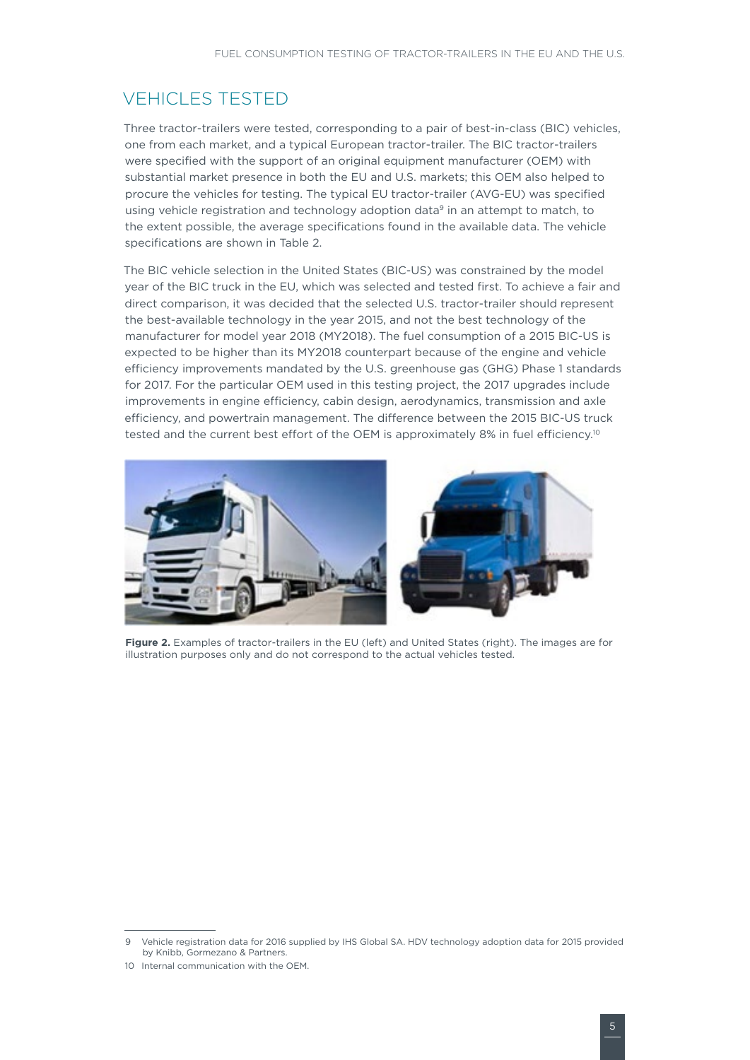## VEHICLES TESTED

Three tractor-trailers were tested, corresponding to a pair of best-in-class (BIC) vehicles, one from each market, and a typical European tractor-trailer. The BIC tractor-trailers were specified with the support of an original equipment manufacturer (OEM) with substantial market presence in both the EU and U.S. markets; this OEM also helped to procure the vehicles for testing. The typical EU tractor-trailer (AVG-EU) was specified using vehicle registration and technology adoption data[9] in an attempt to match, to the extent possible, the average specifications found in the available data. The vehicle specifications are shown in Table 2.

The BIC vehicle selection in the United States (BIC-US) was constrained by the model year of the BIC truck in the EU, which was selected and tested first. To achieve a fair and direct comparison, it was decided that the selected U.S. tractor-trailer should represent the best-available technology in the year 2015, and not the best technology of the manufacturer for model year 2018 (MY2018). The fuel consumption of a 2015 BIC-US is expected to be higher than its MY2018 counterpart because of the engine and vehicle efficiency improvements mandated by the U.S. greenhouse gas (GHG) Phase 1 standards for 2017. For the particular OEM used in this testing project, the 2017 upgrades include improvements in engine efficiency, cabin design, aerodynamics, transmission and axle efficiency, and powertrain management. The difference between the 2015 BIC-US truck tested and the current best effort of the OEM is approximately 8% in fuel efficiency.[10]

**Figure 2.** Examples of tractor-trailers in the EU (left) and United States (right). The images are for illustration purposes only and do not correspond to the actual vehicles tested.

---

9 Vehicle registration data for 2016 supplied by IHS Global SA. HDV technology adoption data for 2015 provided by Knibb, Gormezano & Partners.

10 Internal communication with the OEM.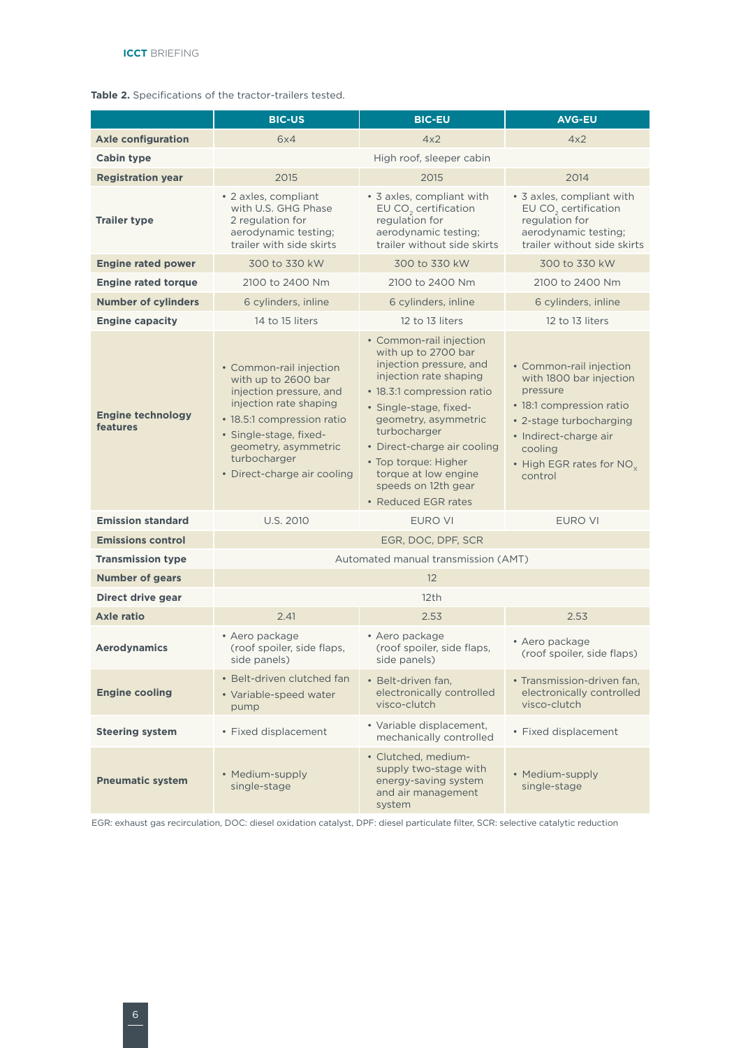**Table 2.** Specifications of the tractor-trailers tested.

| | BIC-US | BIC-EU | AVG-EU |
|---|---|---|---|
| **Axle configuration** | 6x4 | 4x2 | 4x2 |
| **Cabin type** | High roof, sleeper cabin | | |
| **Registration year** | 2015 | 2015 | 2014 |
| **Trailer type** | • 2 axles, compliant with U.S. GHG Phase 2 regulation for aerodynamic testing; trailer with side skirts | • 3 axles, compliant with EU $CO_2$ certification regulation for aerodynamic testing; trailer without side skirts | • 3 axles, compliant with EU $CO_2$ certification regulation for aerodynamic testing; trailer without side skirts |
| **Engine rated power** | 300 to 330 kW | 300 to 330 kW | 300 to 330 kW |
| **Engine rated torque** | 2100 to 2400 Nm | 2100 to 2400 Nm | 2100 to 2400 Nm |
| **Number of cylinders** | 6 cylinders, inline | 6 cylinders, inline | 6 cylinders, inline |
| **Engine capacity** | 14 to 15 liters | 12 to 13 liters | 12 to 13 liters |
| **Engine technology features** | • Common-rail injection with up to 2600 bar injection pressure, and injection rate shaping<br>• 18.5:1 compression ratio<br>• Single-stage, fixed-geometry, asymmetric turbocharger<br>• Direct-charge air cooling | • Common-rail injection with up to 2700 bar injection pressure, and injection rate shaping<br>• 18.3:1 compression ratio<br>• Single-stage, fixed-geometry, asymmetric turbocharger<br>• Direct-charge air cooling<br>• Top torque: Higher torque at low engine speeds on 12th gear<br>• Reduced EGR rates | • Common-rail injection with 1800 bar injection pressure<br>• 18:1 compression ratio<br>• 2-stage turbocharging<br>• Indirect-charge air cooling<br>• High EGR rates for $NO_x$ control |
| **Emission standard** | U.S. 2010 | EURO VI | EURO VI |
| **Emissions control** | EGR, DOC, DPF, SCR | | |
| **Transmission type** | Automated manual transmission (AMT) | | |
| **Number of gears** | 12 | | |
| **Direct drive gear** | 12th | | |
| **Axle ratio** | 2.41 | 2.53 | 2.53 |
| **Aerodynamics** | • Aero package (roof spoiler, side flaps, side panels) | • Aero package (roof spoiler, side flaps, side panels) | • Aero package (roof spoiler, side flaps) |
| **Engine cooling** | • Belt-driven clutched fan<br>• Variable-speed water pump | • Belt-driven fan, electronically controlled visco-clutch | • Transmission-driven fan, electronically controlled visco-clutch |
| **Steering system** | • Fixed displacement | • Variable displacement, mechanically controlled | • Fixed displacement |
| **Pneumatic system** | • Medium-supply single-stage | • Clutched, medium-supply two-stage with energy-saving system and air management system | • Medium-supply single-stage |

EGR: exhaust gas recirculation, DOC: diesel oxidation catalyst, DPF: diesel particulate filter, SCR: selective catalytic reduction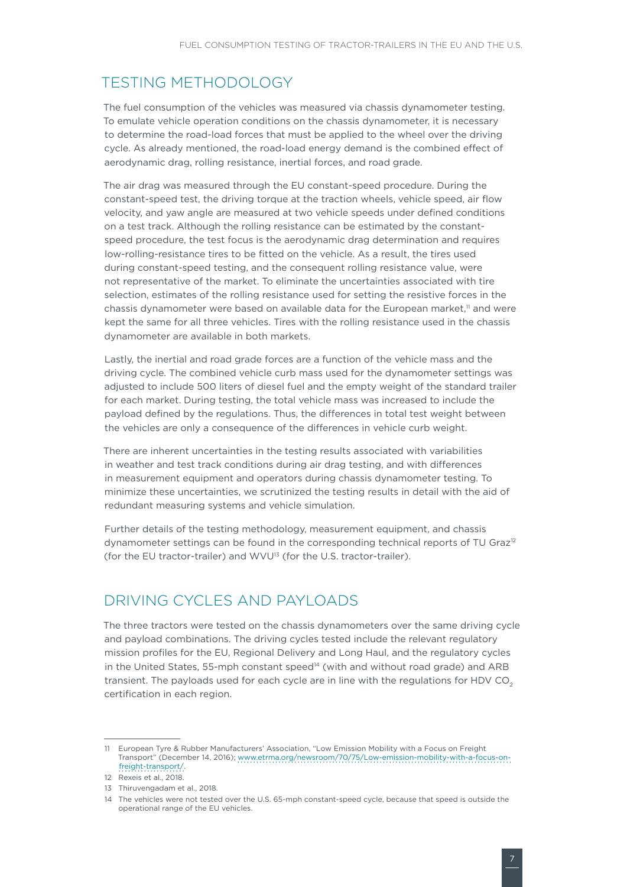## TESTING METHODOLOGY

The fuel consumption of the vehicles was measured via chassis dynamometer testing. To emulate vehicle operation conditions on the chassis dynamometer, it is necessary to determine the road-load forces that must be applied to the wheel over the driving cycle. As already mentioned, the road-load energy demand is the combined effect of aerodynamic drag, rolling resistance, inertial forces, and road grade.

The air drag was measured through the EU constant-speed procedure. During the constant-speed test, the driving torque at the traction wheels, vehicle speed, air flow velocity, and yaw angle are measured at two vehicle speeds under defined conditions on a test track. Although the rolling resistance can be estimated by the constant-speed procedure, the test focus is the aerodynamic drag determination and requires low-rolling-resistance tires to be fitted on the vehicle. As a result, the tires used during constant-speed testing, and the consequent rolling resistance value, were not representative of the market. To eliminate the uncertainties associated with tire selection, estimates of the rolling resistance used for setting the resistive forces in the chassis dynamometer were based on available data for the European market,[11] and were kept the same for all three vehicles. Tires with the rolling resistance used in the chassis dynamometer are available in both markets.

Lastly, the inertial and road grade forces are a function of the vehicle mass and the driving cycle. The combined vehicle curb mass used for the dynamometer settings was adjusted to include 500 liters of diesel fuel and the empty weight of the standard trailer for each market. During testing, the total vehicle mass was increased to include the payload defined by the regulations. Thus, the differences in total test weight between the vehicles are only a consequence of the differences in vehicle curb weight.

There are inherent uncertainties in the testing results associated with variabilities in weather and test track conditions during air drag testing, and with differences in measurement equipment and operators during chassis dynamometer testing. To minimize these uncertainties, we scrutinized the testing results in detail with the aid of redundant measuring systems and vehicle simulation.

Further details of the testing methodology, measurement equipment, and chassis dynamometer settings can be found in the corresponding technical reports of TU Graz[12] (for the EU tractor-trailer) and WVU[13] (for the U.S. tractor-trailer).

## DRIVING CYCLES AND PAYLOADS

The three tractors were tested on the chassis dynamometers over the same driving cycle and payload combinations. The driving cycles tested include the relevant regulatory mission profiles for the EU, Regional Delivery and Long Haul, and the regulatory cycles in the United States, 55-mph constant speed[14] (with and without road grade) and ARB transient. The payloads used for each cycle are in line with the regulations for HDV $CO_2$ certification in each region.

---

11 European Tyre & Rubber Manufacturers' Association, "Low Emission Mobility with a Focus on Freight Transport" (December 14, 2016); www.etrma.org/newsroom/70/75/Low-emission-mobility-with-a-focus-on-freight-transport/.

12 Rexeis et al., 2018.

13 Thiruvengadam et al., 2018.

14 The vehicles were not tested over the U.S. 65-mph constant-speed cycle, because that speed is outside the operational range of the EU vehicles.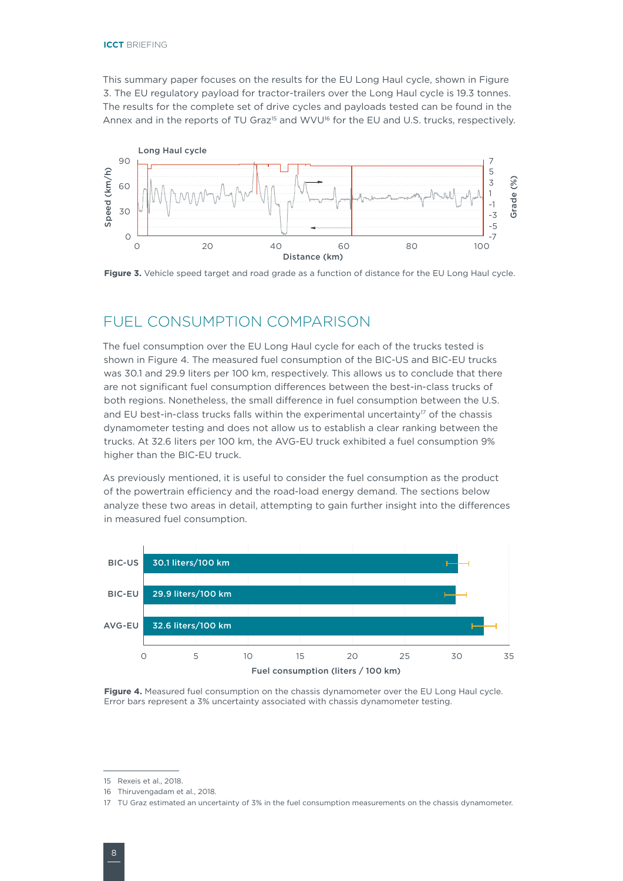This summary paper focuses on the results for the EU Long Haul cycle, shown in Figure 3. The EU regulatory payload for tractor-trailers over the Long Haul cycle is 19.3 tonnes. The results for the complete set of drive cycles and payloads tested can be found in the Annex and in the reports of TU Graz[15] and WVU[16] for the EU and U.S. trucks, respectively.

**Figure 3.** Vehicle speed target and road grade as a function of distance for the EU Long Haul cycle.

## FUEL CONSUMPTION COMPARISON

The fuel consumption over the EU Long Haul cycle for each of the trucks tested is shown in Figure 4. The measured fuel consumption of the BIC-US and BIC-EU trucks was 30.1 and 29.9 liters per 100 km, respectively. This allows us to conclude that there are not significant fuel consumption differences between the best-in-class trucks of both regions. Nonetheless, the small difference in fuel consumption between the U.S. and EU best-in-class trucks falls within the experimental uncertainty[17] of the chassis dynamometer testing and does not allow us to establish a clear ranking between the trucks. At 32.6 liters per 100 km, the AVG-EU truck exhibited a fuel consumption 9% higher than the BIC-EU truck.

As previously mentioned, it is useful to consider the fuel consumption as the product of the powertrain efficiency and the road-load energy demand. The sections below analyze these two areas in detail, attempting to gain further insight into the differences in measured fuel consumption.

| Truck | Fuel consumption (liters / 100 km) |
| --- | --- |
| BIC-US | 30.1 liters/100 km |
| BIC-EU | 29.9 liters/100 km |
| AVG-EU | 32.6 liters/100 km |

**Figure 4.** Measured fuel consumption on the chassis dynamometer over the EU Long Haul cycle. Error bars represent a 3% uncertainty associated with chassis dynamometer testing.

15 Rexeis et al., 2018.

16 Thiruvengadam et al., 2018.

17 TU Graz estimated an uncertainty of 3% in the fuel consumption measurements on the chassis dynamometer.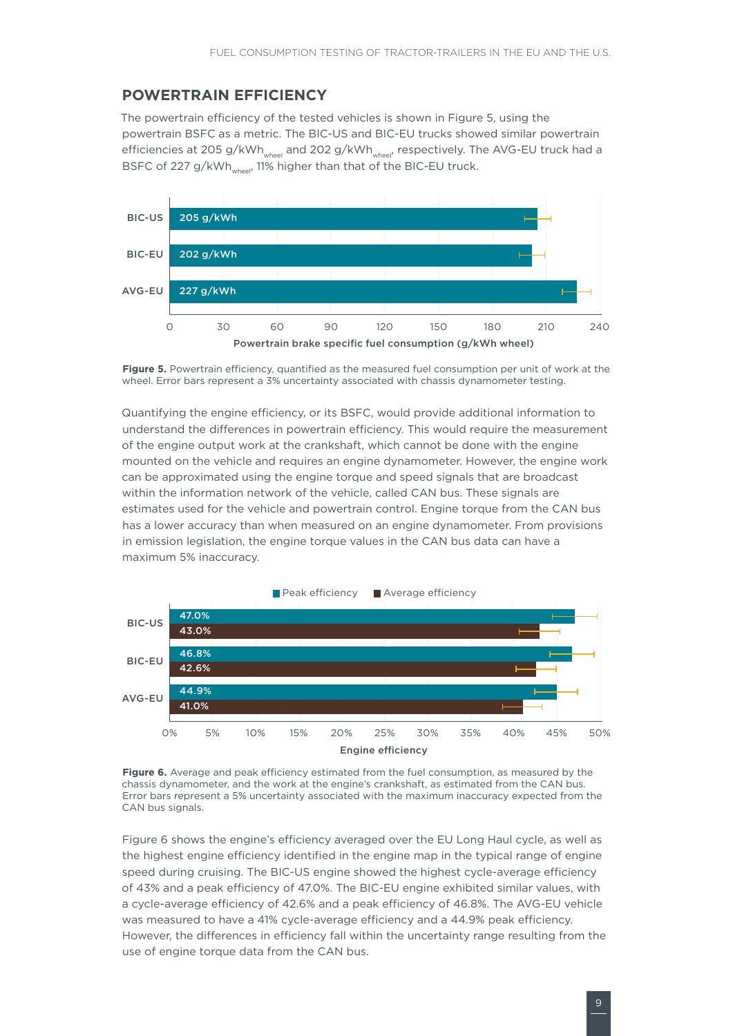## POWERTRAIN EFFICIENCY

The powertrain efficiency of the tested vehicles is shown in Figure 5, using the powertrain BSFC as a metric. The BIC-US and BIC-EU trucks showed similar powertrain efficiencies at 205 $g/kWh_{wheel}$ and 202 $g/kWh_{wheel}$, respectively. The AVG-EU truck had a BSFC of 227 $g/kWh_{wheel}$, 11% higher than that of the BIC-EU truck.

**Figure 5.** Powertrain efficiency, quantified as the measured fuel consumption per unit of work at the wheel. Error bars represent a 3% uncertainty associated with chassis dynamometer testing.

Quantifying the engine efficiency, or its BSFC, would provide additional information to understand the differences in powertrain efficiency. This would require the measurement of the engine output work at the crankshaft, which cannot be done with the engine mounted on the vehicle and requires an engine dynamometer. However, the engine work can be approximated using the engine torque and speed signals that are broadcast within the information network of the vehicle, called CAN bus. These signals are estimates used for the vehicle and powertrain control. Engine torque from the CAN bus has a lower accuracy than when measured on an engine dynamometer. From provisions in emission legislation, the engine torque values in the CAN bus data can have a maximum 5% inaccuracy.

**Figure 6.** Average and peak efficiency estimated from the fuel consumption, as measured by the chassis dynamometer, and the work at the engine's crankshaft, as estimated from the CAN bus. Error bars represent a 5% uncertainty associated with the maximum inaccuracy expected from the CAN bus signals.

Figure 6 shows the engine's efficiency averaged over the EU Long Haul cycle, as well as the highest engine efficiency identified in the engine map in the typical range of engine speed during cruising. The BIC-US engine showed the highest cycle-average efficiency of 43% and a peak efficiency of 47.0%. The BIC-EU engine exhibited similar values, with a cycle-average efficiency of 42.6% and a peak efficiency of 46.8%. The AVG-EU vehicle was measured to have a 41% cycle-average efficiency and a 44.9% peak efficiency. However, the differences in efficiency fall within the uncertainty range resulting from the use of engine torque data from the CAN bus.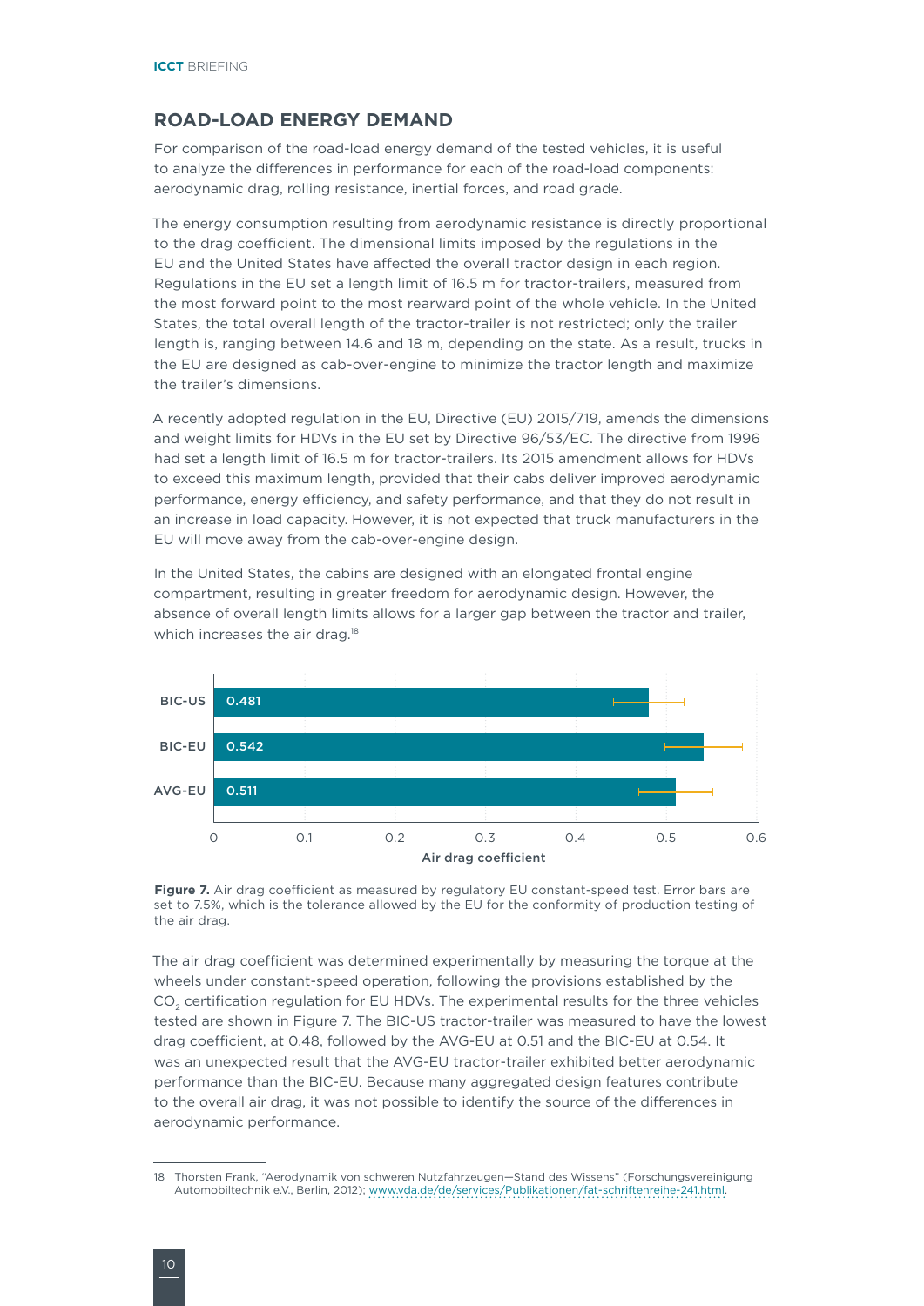## ROAD-LOAD ENERGY DEMAND

For comparison of the road-load energy demand of the tested vehicles, it is useful to analyze the differences in performance for each of the road-load components: aerodynamic drag, rolling resistance, inertial forces, and road grade.

The energy consumption resulting from aerodynamic resistance is directly proportional to the drag coefficient. The dimensional limits imposed by the regulations in the EU and the United States have affected the overall tractor design in each region. Regulations in the EU set a length limit of 16.5 m for tractor-trailers, measured from the most forward point to the most rearward point of the whole vehicle. In the United States, the total overall length of the tractor-trailer is not restricted; only the trailer length is, ranging between 14.6 and 18 m, depending on the state. As a result, trucks in the EU are designed as cab-over-engine to minimize the tractor length and maximize the trailer's dimensions.

A recently adopted regulation in the EU, Directive (EU) 2015/719, amends the dimensions and weight limits for HDVs in the EU set by Directive 96/53/EC. The directive from 1996 had set a length limit of 16.5 m for tractor-trailers. Its 2015 amendment allows for HDVs to exceed this maximum length, provided that their cabs deliver improved aerodynamic performance, energy efficiency, and safety performance, and that they do not result in an increase in load capacity. However, it is not expected that truck manufacturers in the EU will move away from the cab-over-engine design.

In the United States, the cabins are designed with an elongated frontal engine compartment, resulting in greater freedom for aerodynamic design. However, the absence of overall length limits allows for a larger gap between the tractor and trailer, which increases the air drag.[18]

| Vehicle | Air drag coefficient |
|---|---|
| BIC-US | 0.481 |
| BIC-EU | 0.542 |
| AVG-EU | 0.511 |

**Figure 7.** Air drag coefficient as measured by regulatory EU constant-speed test. Error bars are set to 7.5%, which is the tolerance allowed by the EU for the conformity of production testing of the air drag.

The air drag coefficient was determined experimentally by measuring the torque at the wheels under constant-speed operation, following the provisions established by the $CO_2$ certification regulation for EU HDVs. The experimental results for the three vehicles tested are shown in Figure 7. The BIC-US tractor-trailer was measured to have the lowest drag coefficient, at 0.48, followed by the AVG-EU at 0.51 and the BIC-EU at 0.54. It was an unexpected result that the AVG-EU tractor-trailer exhibited better aerodynamic performance than the BIC-EU. Because many aggregated design features contribute to the overall air drag, it was not possible to identify the source of the differences in aerodynamic performance.

---

18 Thorsten Frank, "Aerodynamik von schweren Nutzfahrzeugen—Stand des Wissens" (Forschungsvereinigung Automobiltechnik e.V., Berlin, 2012); www.vda.de/de/services/Publikationen/fat-schriftenreihe-241.html.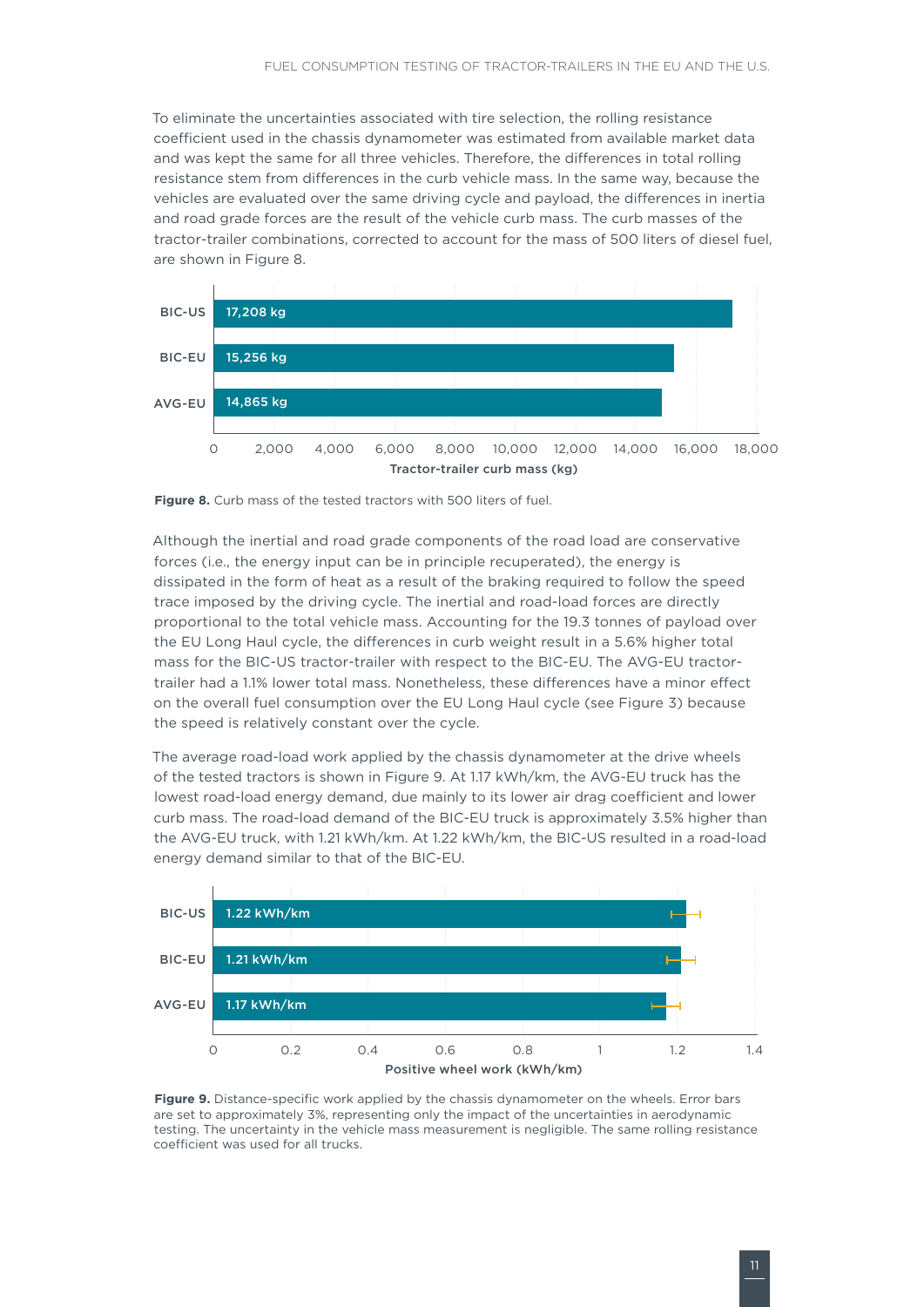To eliminate the uncertainties associated with tire selection, the rolling resistance coefficient used in the chassis dynamometer was estimated from available market data and was kept the same for all three vehicles. Therefore, the differences in total rolling resistance stem from differences in the curb vehicle mass. In the same way, because the vehicles are evaluated over the same driving cycle and payload, the differences in inertia and road grade forces are the result of the vehicle curb mass. The curb masses of the tractor-trailer combinations, corrected to account for the mass of 500 liters of diesel fuel, are shown in Figure 8.

| Vehicle | Tractor-trailer curb mass (kg) |
|---|---|
| BIC-US | 17,208 kg |
| BIC-EU | 15,256 kg |
| AVG-EU | 14,865 kg |

**Figure 8.** Curb mass of the tested tractors with 500 liters of fuel.

Although the inertial and road grade components of the road load are conservative forces (i.e., the energy input can be in principle recuperated), the energy is dissipated in the form of heat as a result of the braking required to follow the speed trace imposed by the driving cycle. The inertial and road-load forces are directly proportional to the total vehicle mass. Accounting for the 19.3 tonnes of payload over the EU Long Haul cycle, the differences in curb weight result in a 5.6% higher total mass for the BIC-US tractor-trailer with respect to the BIC-EU. The AVG-EU tractor-trailer had a 1.1% lower total mass. Nonetheless, these differences have a minor effect on the overall fuel consumption over the EU Long Haul cycle (see Figure 3) because the speed is relatively constant over the cycle.

The average road-load work applied by the chassis dynamometer at the drive wheels of the tested tractors is shown in Figure 9. At 1.17 kWh/km, the AVG-EU truck has the lowest road-load energy demand, due mainly to its lower air drag coefficient and lower curb mass. The road-load demand of the BIC-EU truck is approximately 3.5% higher than the AVG-EU truck, with 1.21 kWh/km. At 1.22 kWh/km, the BIC-US resulted in a road-load energy demand similar to that of the BIC-EU.

| Vehicle | Positive wheel work (kWh/km) |
|---|---|
| BIC-US | 1.22 kWh/km |
| BIC-EU | 1.21 kWh/km |
| AVG-EU | 1.17 kWh/km |

**Figure 9.** Distance-specific work applied by the chassis dynamometer on the wheels. Error bars are set to approximately 3%, representing only the impact of the uncertainties in aerodynamic testing. The uncertainty in the vehicle mass measurement is negligible. The same rolling resistance coefficient was used for all trucks.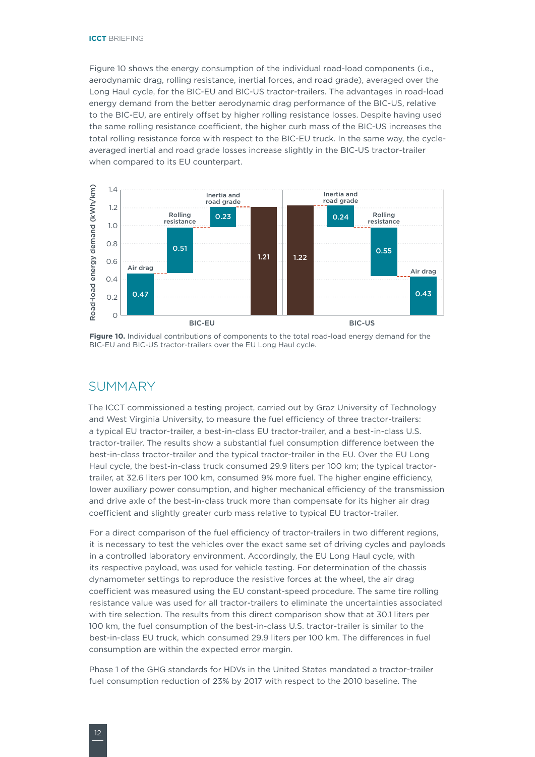Figure 10 shows the energy consumption of the individual road-load components (i.e., aerodynamic drag, rolling resistance, inertial forces, and road grade), averaged over the Long Haul cycle, for the BIC-EU and BIC-US tractor-trailers. The advantages in road-load energy demand from the better aerodynamic drag performance of the BIC-US, relative to the BIC-EU, are entirely offset by higher rolling resistance losses. Despite having used the same rolling resistance coefficient, the higher curb mass of the BIC-US increases the total rolling resistance force with respect to the BIC-EU truck. In the same way, the cycle-averaged inertial and road grade losses increase slightly in the BIC-US tractor-trailer when compared to its EU counterpart.

**Figure 10.** Individual contributions of components to the total road-load energy demand for the BIC-EU and BIC-US tractor-trailers over the EU Long Haul cycle.

## SUMMARY

The ICCT commissioned a testing project, carried out by Graz University of Technology and West Virginia University, to measure the fuel efficiency of three tractor-trailers: a typical EU tractor-trailer, a best-in-class EU tractor-trailer, and a best-in-class U.S. tractor-trailer. The results show a substantial fuel consumption difference between the best-in-class tractor-trailer and the typical tractor-trailer in the EU. Over the EU Long Haul cycle, the best-in-class truck consumed 29.9 liters per 100 km; the typical tractor-trailer, at 32.6 liters per 100 km, consumed 9% more fuel. The higher engine efficiency, lower auxiliary power consumption, and higher mechanical efficiency of the transmission and drive axle of the best-in-class truck more than compensate for its higher air drag coefficient and slightly greater curb mass relative to typical EU tractor-trailer.

For a direct comparison of the fuel efficiency of tractor-trailers in two different regions, it is necessary to test the vehicles over the exact same set of driving cycles and payloads in a controlled laboratory environment. Accordingly, the EU Long Haul cycle, with its respective payload, was used for vehicle testing. For determination of the chassis dynamometer settings to reproduce the resistive forces at the wheel, the air drag coefficient was measured using the EU constant-speed procedure. The same tire rolling resistance value was used for all tractor-trailers to eliminate the uncertainties associated with tire selection. The results from this direct comparison show that at 30.1 liters per 100 km, the fuel consumption of the best-in-class U.S. tractor-trailer is similar to the best-in-class EU truck, which consumed 29.9 liters per 100 km. The differences in fuel consumption are within the expected error margin.

Phase 1 of the GHG standards for HDVs in the United States mandated a tractor-trailer fuel consumption reduction of 23% by 2017 with respect to the 2010 baseline. The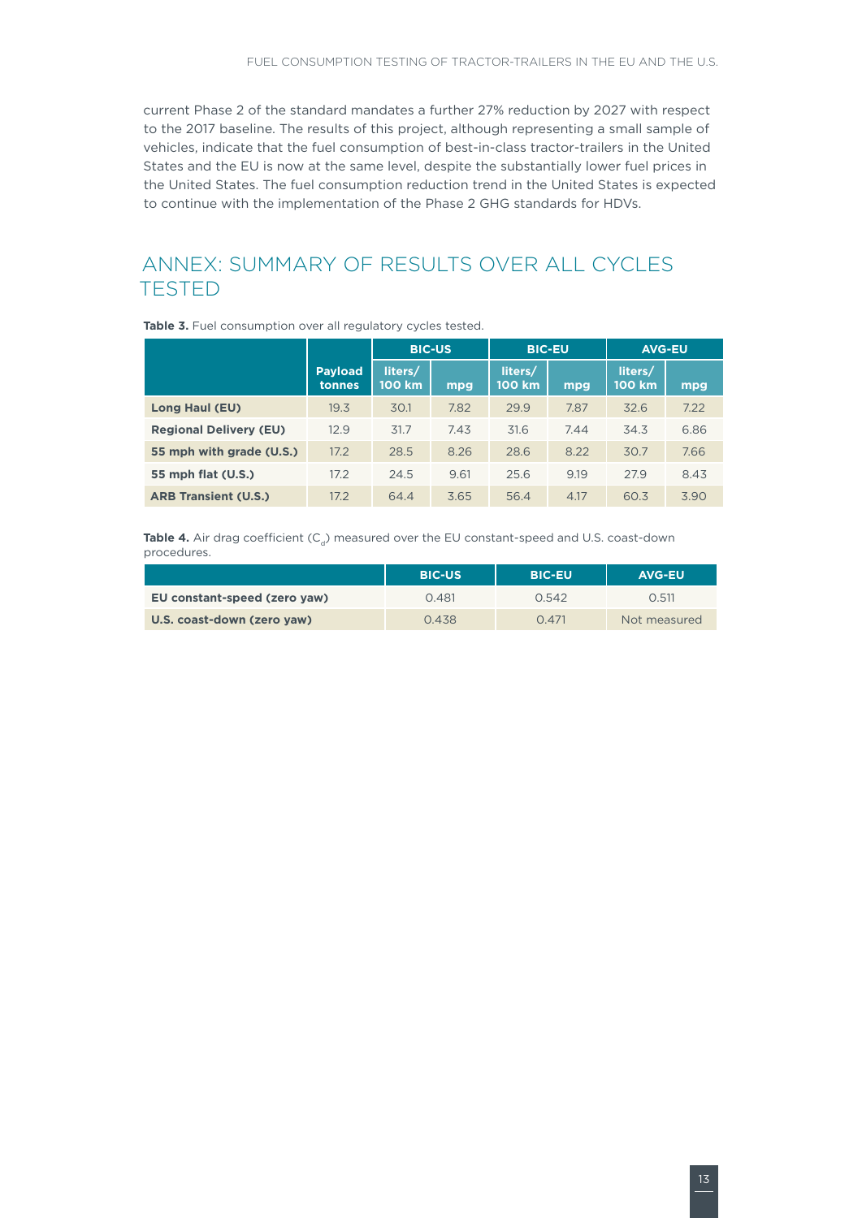current Phase 2 of the standard mandates a further 27% reduction by 2027 with respect to the 2017 baseline. The results of this project, although representing a small sample of vehicles, indicate that the fuel consumption of best-in-class tractor-trailers in the United States and the EU is now at the same level, despite the substantially lower fuel prices in the United States. The fuel consumption reduction trend in the United States is expected to continue with the implementation of the Phase 2 GHG standards for HDVs.

## ANNEX: SUMMARY OF RESULTS OVER ALL CYCLES TESTED

**Table 3.** Fuel consumption over all regulatory cycles tested.

| | | BIC-US | | BIC-EU | | AVG-EU | |
|---|---|---|---|---|---|---|---|
| | Payload tonnes | liters/ 100 km | mpg | liters/ 100 km | mpg | liters/ 100 km | mpg |
| **Long Haul (EU)** | 19.3 | 30.1 | 7.82 | 29.9 | 7.87 | 32.6 | 7.22 |
| **Regional Delivery (EU)** | 12.9 | 31.7 | 7.43 | 31.6 | 7.44 | 34.3 | 6.86 |
| **55 mph with grade (U.S.)** | 17.2 | 28.5 | 8.26 | 28.6 | 8.22 | 30.7 | 7.66 |
| **55 mph flat (U.S.)** | 17.2 | 24.5 | 9.61 | 25.6 | 9.19 | 27.9 | 8.43 |
| **ARB Transient (U.S.)** | 17.2 | 64.4 | 3.65 | 56.4 | 4.17 | 60.3 | 3.90 |

**Table 4.** Air drag coefficient ($C_d$) measured over the EU constant-speed and U.S. coast-down procedures.

| | BIC-US | BIC-EU | AVG-EU |
|---|---|---|---|
| **EU constant-speed (zero yaw)** | 0.481 | 0.542 | 0.511 |
| **U.S. coast-down (zero yaw)** | 0.438 | 0.471 | Not measured |